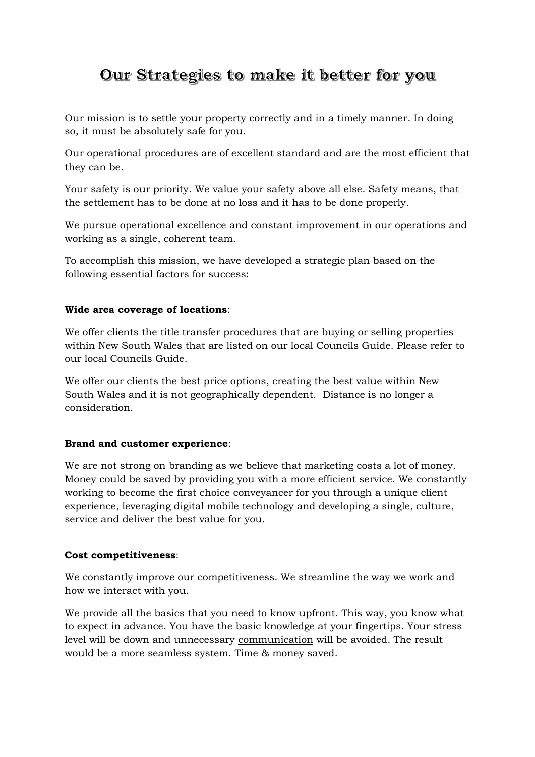# Our Strategies to make it better for you

Our mission is to settle your property correctly and in a timely manner. In doing so, it must be absolutely safe for you.

Our operational procedures are of excellent standard and are the most efficient that they can be.

Your safety is our priority. We value your safety above all else. Safety means, that the settlement has to be done at no loss and it has to be done properly.

We pursue operational excellence and constant improvement in our operations and working as a single, coherent team.

To accomplish this mission, we have developed a strategic plan based on the following essential factors for success:

**Wide area coverage of locations**:

We offer clients the title transfer procedures that are buying or selling properties within New South Wales that are listed on our local Councils Guide. Please refer to our local Councils Guide.

We offer our clients the best price options, creating the best value within New South Wales and it is not geographically dependent. Distance is no longer a consideration.

**Brand and customer experience**:

We are not strong on branding as we believe that marketing costs a lot of money. Money could be saved by providing you with a more efficient service. We constantly working to become the first choice conveyancer for you through a unique client experience, leveraging digital mobile technology and developing a single, culture, service and deliver the best value for you.

**Cost competitiveness**:

We constantly improve our competitiveness. We streamline the way we work and how we interact with you.

We provide all the basics that you need to know upfront. This way, you know what to expect in advance. You have the basic knowledge at your fingertips. Your stress level will be down and unnecessary communication will be avoided. The result would be a more seamless system. Time & money saved.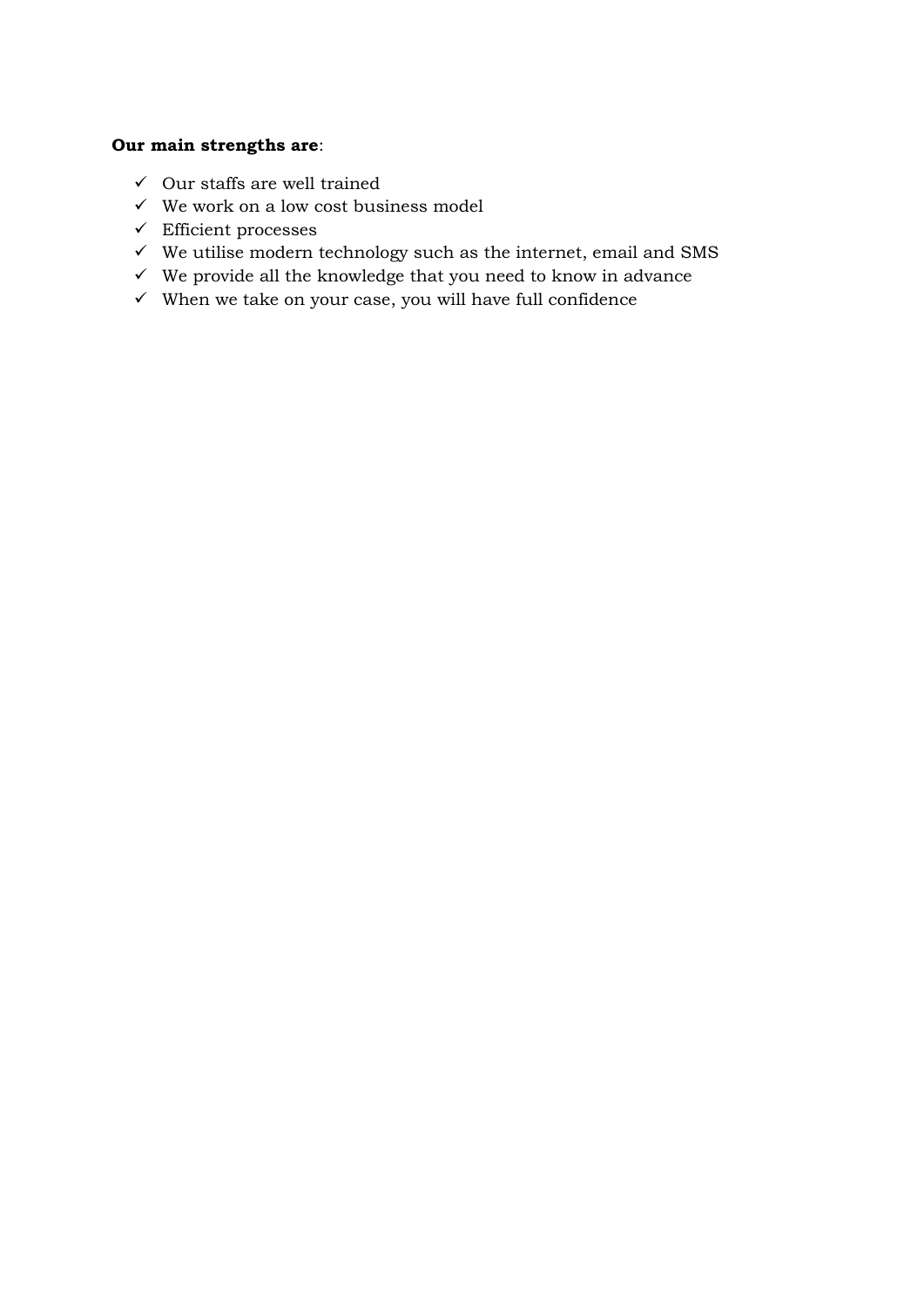**Our main strengths are**:

- ✓ Our staffs are well trained
- ✓ We work on a low cost business model
- ✓ Efficient processes
- ✓ We utilise modern technology such as the internet, email and SMS
- ✓ We provide all the knowledge that you need to know in advance
- ✓ When we take on your case, you will have full confidence